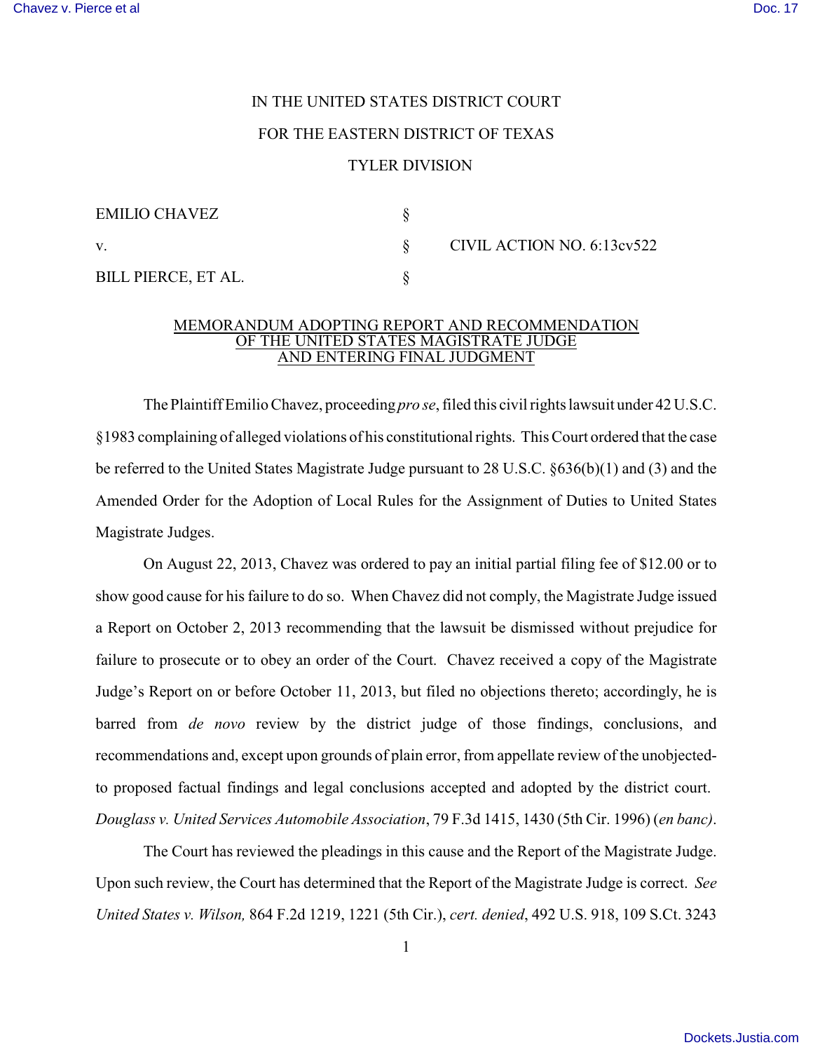IN THE UNITED STATES DISTRICT COURT

FOR THE EASTERN DISTRICT OF TEXAS

TYLER DIVISION

EMILIO CHAVEZ §

v. § CIVIL ACTION NO. 6:13cv522

BILL PIERCE, ET AL. §

## MEMORANDUM ADOPTING REPORT AND RECOMMENDATION OF THE UNITED STATES MAGISTRATE JUDGE AND ENTERING FINAL JUDGMENT

The Plaintiff Emilio Chavez, proceeding *pro se*, filed this civil rights lawsuit under 42 U.S.C. §1983 complaining of alleged violations of his constitutional rights. This Court ordered that the case be referred to the United States Magistrate Judge pursuant to 28 U.S.C. §636(b)(1) and (3) and the Amended Order for the Adoption of Local Rules for the Assignment of Duties to United States Magistrate Judges.

On August 22, 2013, Chavez was ordered to pay an initial partial filing fee of $12.00 or to show good cause for his failure to do so. When Chavez did not comply, the Magistrate Judge issued a Report on October 2, 2013 recommending that the lawsuit be dismissed without prejudice for failure to prosecute or to obey an order of the Court. Chavez received a copy of the Magistrate Judge's Report on or before October 11, 2013, but filed no objections thereto; accordingly, he is barred from *de novo* review by the district judge of those findings, conclusions, and recommendations and, except upon grounds of plain error, from appellate review of the unobjected-to proposed factual findings and legal conclusions accepted and adopted by the district court. *Douglass v. United Services Automobile Association*, 79 F.3d 1415, 1430 (5th Cir. 1996) (*en banc)*.

The Court has reviewed the pleadings in this cause and the Report of the Magistrate Judge. Upon such review, the Court has determined that the Report of the Magistrate Judge is correct. *See United States v. Wilson,* 864 F.2d 1219, 1221 (5th Cir.), *cert. denied*, 492 U.S. 918, 109 S.Ct. 3243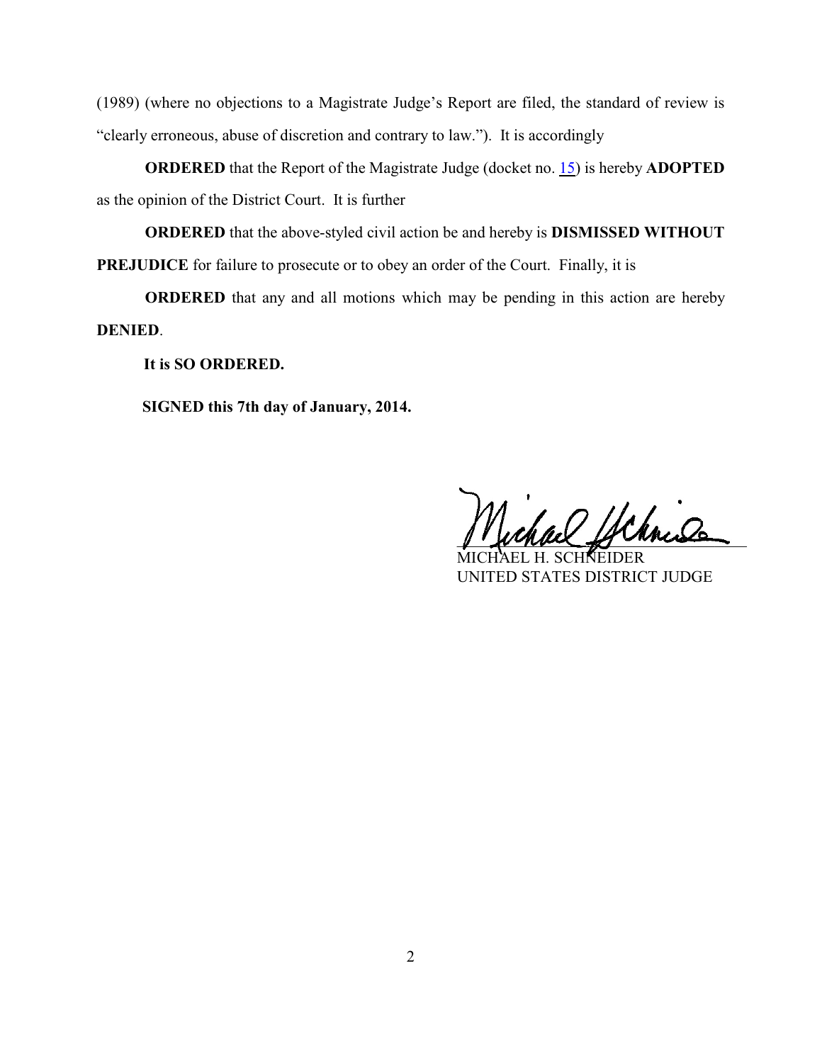(1989) (where no objections to a Magistrate Judge's Report are filed, the standard of review is "clearly erroneous, abuse of discretion and contrary to law."). It is accordingly

**ORDERED** that the Report of the Magistrate Judge (docket no. 15) is hereby **ADOPTED** as the opinion of the District Court. It is further

**ORDERED** that the above-styled civil action be and hereby is **DISMISSED WITHOUT PREJUDICE** for failure to prosecute or to obey an order of the Court. Finally, it is

**ORDERED** that any and all motions which may be pending in this action are hereby **DENIED**.

**It is SO ORDERED.**

**SIGNED this 7th day of January, 2014.**

MICHAEL H. SCHNEIDER
UNITED STATES DISTRICT JUDGE